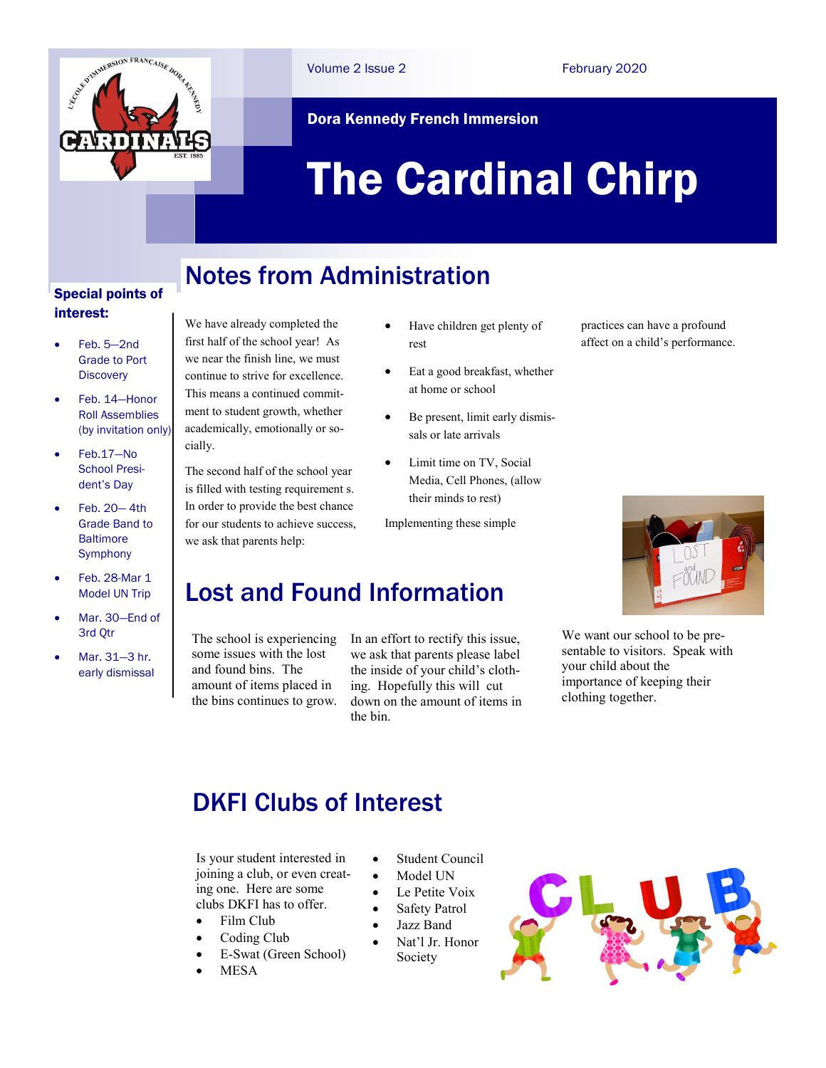Volume 2 Issue 2

February 2020

Dora Kennedy French Immersion

# The Cardinal Chirp

**Special points of interest:**

- Feb. 5—2nd Grade to Port Discovery
- Feb. 14—Honor Roll Assemblies (by invitation only)
- Feb.17—No School President's Day
- Feb. 20— 4th Grade Band to Baltimore Symphony
- Feb. 28-Mar 1 Model UN Trip
- Mar. 30—End of 3rd Qtr
- Mar. 31—3 hr. early dismissal

## Notes from Administration

We have already completed the first half of the school year! As we near the finish line, we must continue to strive for excellence. This means a continued commitment to student growth, whether academically, emotionally or socially.

The second half of the school year is filled with testing requirement s. In order to provide the best chance for our students to achieve success, we ask that parents help:

- Have children get plenty of rest
- Eat a good breakfast, whether at home or school
- Be present, limit early dismissals or late arrivals
- Limit time on TV, Social Media, Cell Phones, (allow their minds to rest)

Implementing these simple practices can have a profound affect on a child's performance.

## Lost and Found Information

The school is experiencing some issues with the lost and found bins. The amount of items placed in the bins continues to grow.

In an effort to rectify this issue, we ask that parents please label the inside of your child's clothing. Hopefully this will cut down on the amount of items in the bin.

We want our school to be presentable to visitors. Speak with your child about the importance of keeping their clothing together.

## DKFI Clubs of Interest

Is your student interested in joining a club, or even creating one. Here are some clubs DKFI has to offer.

- Film Club
- Coding Club
- E-Swat (Green School)
- MESA
- Student Council
- Model UN
- Le Petite Voix
- Safety Patrol
- Jazz Band
- Nat'l Jr. Honor Society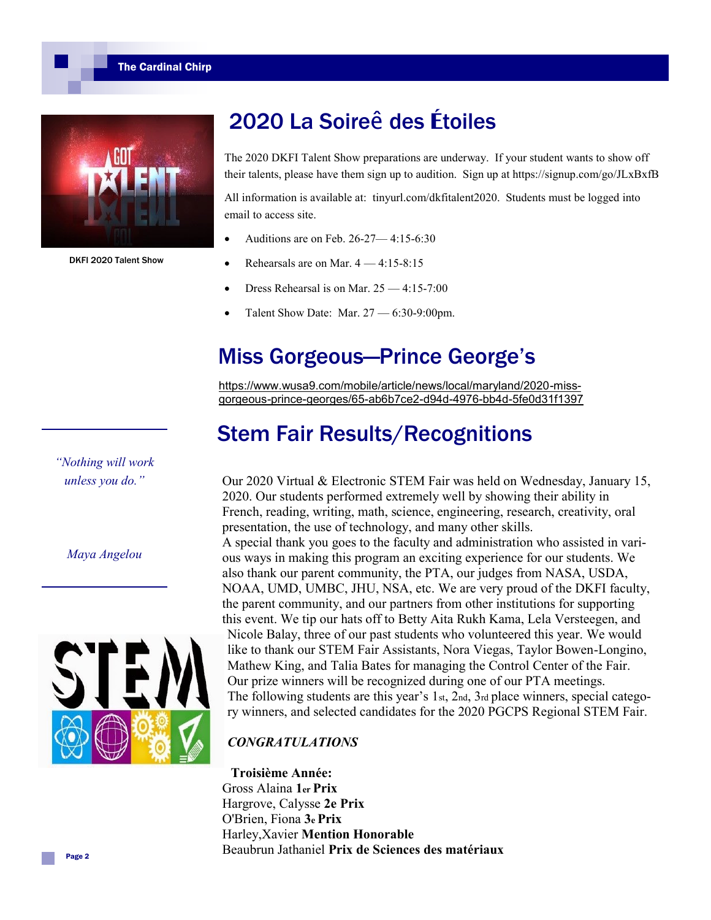DKFI 2020 Talent Show

## 2020 La Soireê des Étoiles

The 2020 DKFI Talent Show preparations are underway. If your student wants to show off their talents, please have them sign up to audition. Sign up at https://signup.com/go/JLxBxfB

All information is available at: tinyurl.com/dkfitalent2020. Students must be logged into email to access site.

- Auditions are on Feb. 26-27— 4:15-6:30
- Rehearsals are on Mar. 4 — 4:15-8:15
- Dress Rehearsal is on Mar. 25 — 4:15-7:00
- Talent Show Date: Mar. 27 — 6:30-9:00pm.

## Miss Gorgeous—Prince George's

https://www.wusa9.com/mobile/article/news/local/maryland/2020-miss-gorgeous-prince-georges/65-ab6b7ce2-d94d-4976-bb4d-5fe0d31f1397

*"Nothing will work unless you do."*

*Maya Angelou*

## Stem Fair Results/Recognitions

Our 2020 Virtual & Electronic STEM Fair was held on Wednesday, January 15, 2020. Our students performed extremely well by showing their ability in French, reading, writing, math, science, engineering, research, creativity, oral presentation, the use of technology, and many other skills.

A special thank you goes to the faculty and administration who assisted in various ways in making this program an exciting experience for our students. We also thank our parent community, the PTA, our judges from NASA, USDA, NOAA, UMD, UMBC, JHU, NSA, etc. We are very proud of the DKFI faculty, the parent community, and our partners from other institutions for supporting this event. We tip our hats off to Betty Aita Rukh Kama, Lela Versteegen, and Nicole Balay, three of our past students who volunteered this year. We would like to thank our STEM Fair Assistants, Nora Viegas, Taylor Bowen-Longino, Mathew King, and Talia Bates for managing the Control Center of the Fair. Our prize winners will be recognized during one of our PTA meetings. The following students are this year's 1st, 2nd, 3rd place winners, special category winners, and selected candidates for the 2020 PGCPS Regional STEM Fair.

***CONGRATULATIONS***

**Troisième Année:**

Gross Alaina **1er Prix**
Hargrove, Calysse **2e Prix**
O'Brien, Fiona **3e Prix**
Harley,Xavier **Mention Honorable**
Beaubrun Jathaniel **Prix de Sciences des matériaux**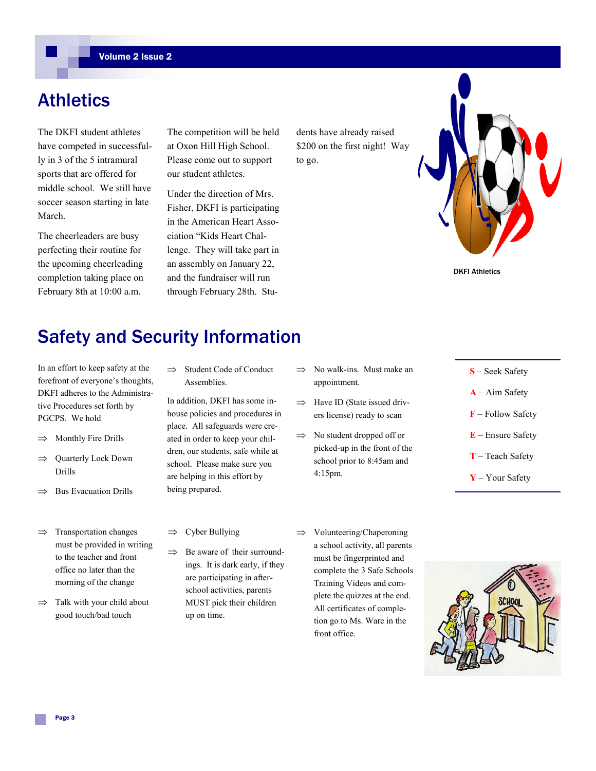## Athletics

The DKFI student athletes have competed in successfully in 3 of the 5 intramural sports that are offered for middle school. We still have soccer season starting in late March.

The cheerleaders are busy perfecting their routine for the upcoming cheerleading completion taking place on February 8th at 10:00 a.m. The competition will be held at Oxon Hill High School. Please come out to support our student athletes.

Under the direction of Mrs. Fisher, DKFI is participating in the American Heart Association "Kids Heart Challenge. They will take part in an assembly on January 22, and the fundraiser will run through February 28th. Students have already raised $200 on the first night! Way to go.

DKFI Athletics

## Safety and Security Information

In an effort to keep safety at the forefront of everyone's thoughts, DKFI adheres to the Administrative Procedures set forth by PGCPS. We hold

- Monthly Fire Drills
- Quarterly Lock Down Drills
- Bus Evacuation Drills
- Student Code of Conduct Assemblies.

In addition, DKFI has some in-house policies and procedures in place. All safeguards were created in order to keep your children, our students, safe while at school. Please make sure you are helping in this effort by being prepared.

- No walk-ins. Must make an appointment.
- Have ID (State issued drivers license) ready to scan
- No student dropped off or picked-up in the front of the school prior to 8:45am and 4:15pm.

**S** – Seek Safety

**A** – Aim Safety

**F** – Follow Safety

**E** – Ensure Safety

**T** – Teach Safety

**Y** – Your Safety

- Transportation changes must be provided in writing to the teacher and front office no later than the morning of the change
- Talk with your child about good touch/bad touch
- Cyber Bullying
- Be aware of their surroundings. It is dark early, if they are participating in after-school activities, parents MUST pick their children up on time.
- Volunteering/Chaperoning a school activity, all parents must be fingerprinted and complete the 3 Safe Schools Training Videos and complete the quizzes at the end. All certificates of completion go to Ms. Ware in the front office.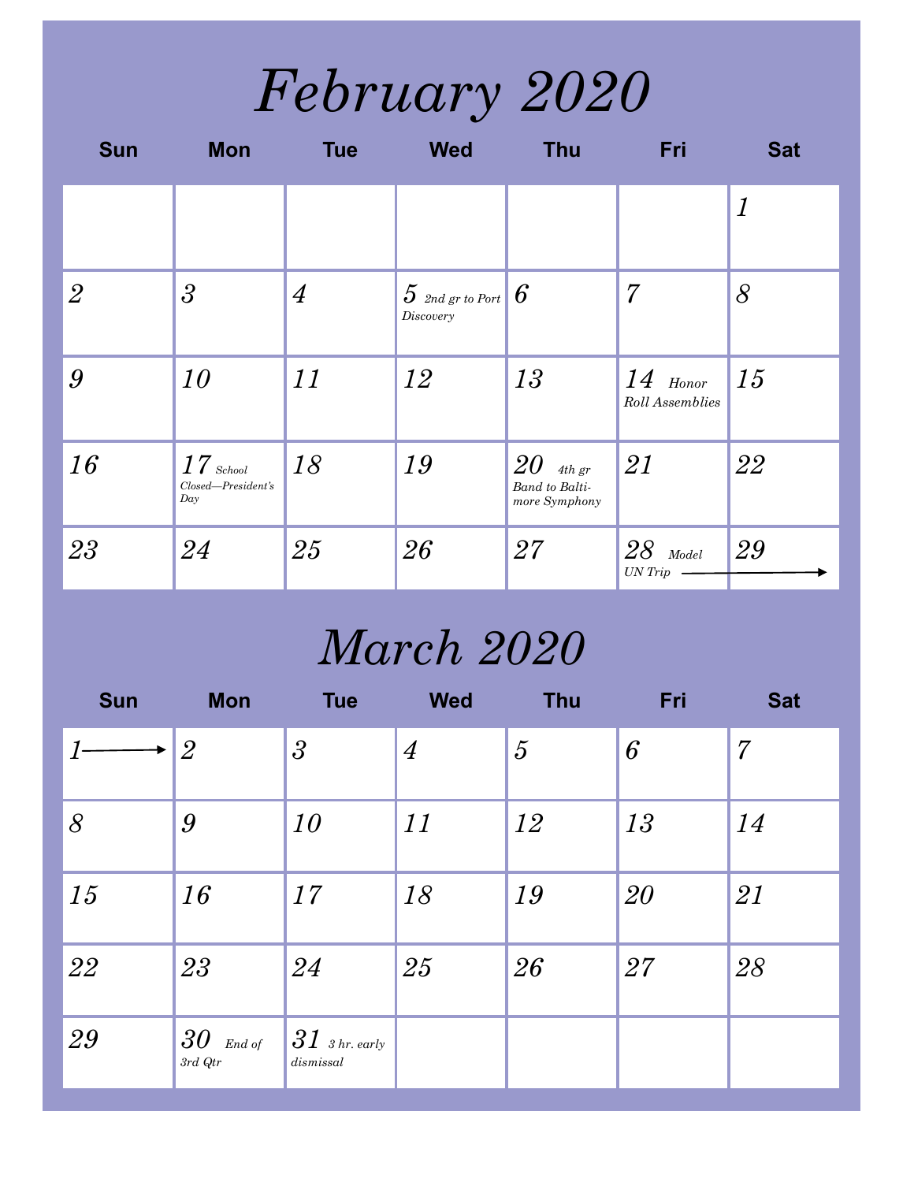# February 2020

| Sun | Mon | Tue | Wed | Thu | Fri | Sat |
|---|---|---|---|---|---|---|
| | | | | | | 1 |
| 2 | 3 | 4 | 5 2nd gr to Port Discovery | 6 | 7 | 8 |
| 9 | 10 | 11 | 12 | 13 | 14 Honor Roll Assemblies | 15 |
| 16 | 17 School Closed—President's Day | 18 | 19 | 20 4th gr Band to Baltimore Symphony | 21 | 22 |
| 23 | 24 | 25 | 26 | 27 | 28 Model UN Trip → | 29 → |

# March 2020

| Sun | Mon | Tue | Wed | Thu | Fri | Sat |
|---|---|---|---|---|---|---|
| 1 → | 2 | 3 | 4 | 5 | 6 | 7 |
| 8 | 9 | 10 | 11 | 12 | 13 | 14 |
| 15 | 16 | 17 | 18 | 19 | 20 | 21 |
| 22 | 23 | 24 | 25 | 26 | 27 | 28 |
| 29 | 30 End of 3rd Qtr | 31 3 hr. early dismissal | | | | |